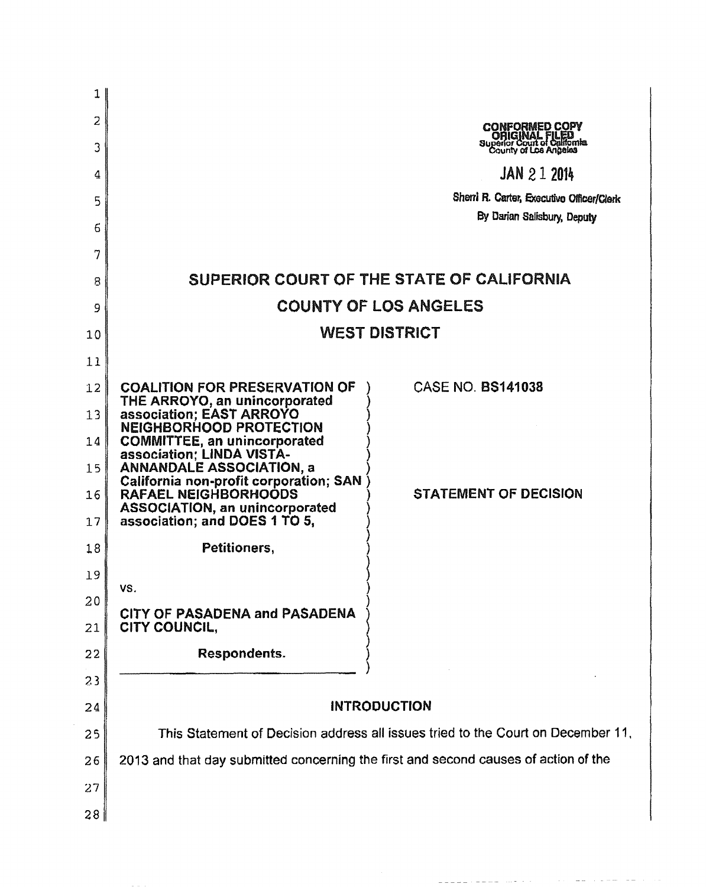CONFORMED COPY
ORIGINAL FILED
Superior Court of California
County of Los Angeles

JAN 21 2014

Sherri R. Carter, Executive Officer/Clerk
By Darian Salisbury, Deputy

# SUPERIOR COURT OF THE STATE OF CALIFORNIA

# COUNTY OF LOS ANGELES

# WEST DISTRICT

| | |
|---|---|
| **COALITION FOR PRESERVATION OF THE ARROYO, an unincorporated association; EAST ARROYO NEIGHBORHOOD PROTECTION COMMITTEE, an unincorporated association; LINDA VISTA-ANNANDALE ASSOCIATION, a California non-profit corporation; SAN RAFAEL NEIGHBORHOODS ASSOCIATION, an unincorporated association; and DOES 1 TO 5,** | CASE NO. **BS141038** |
| **Petitioners,** | |
| vs. | **STATEMENT OF DECISION** |
| **CITY OF PASADENA and PASADENA CITY COUNCIL,** | |
| **Respondents.** | |

## INTRODUCTION

This Statement of Decision address all issues tried to the Court on December 11, 2013 and that day submitted concerning the first and second causes of action of the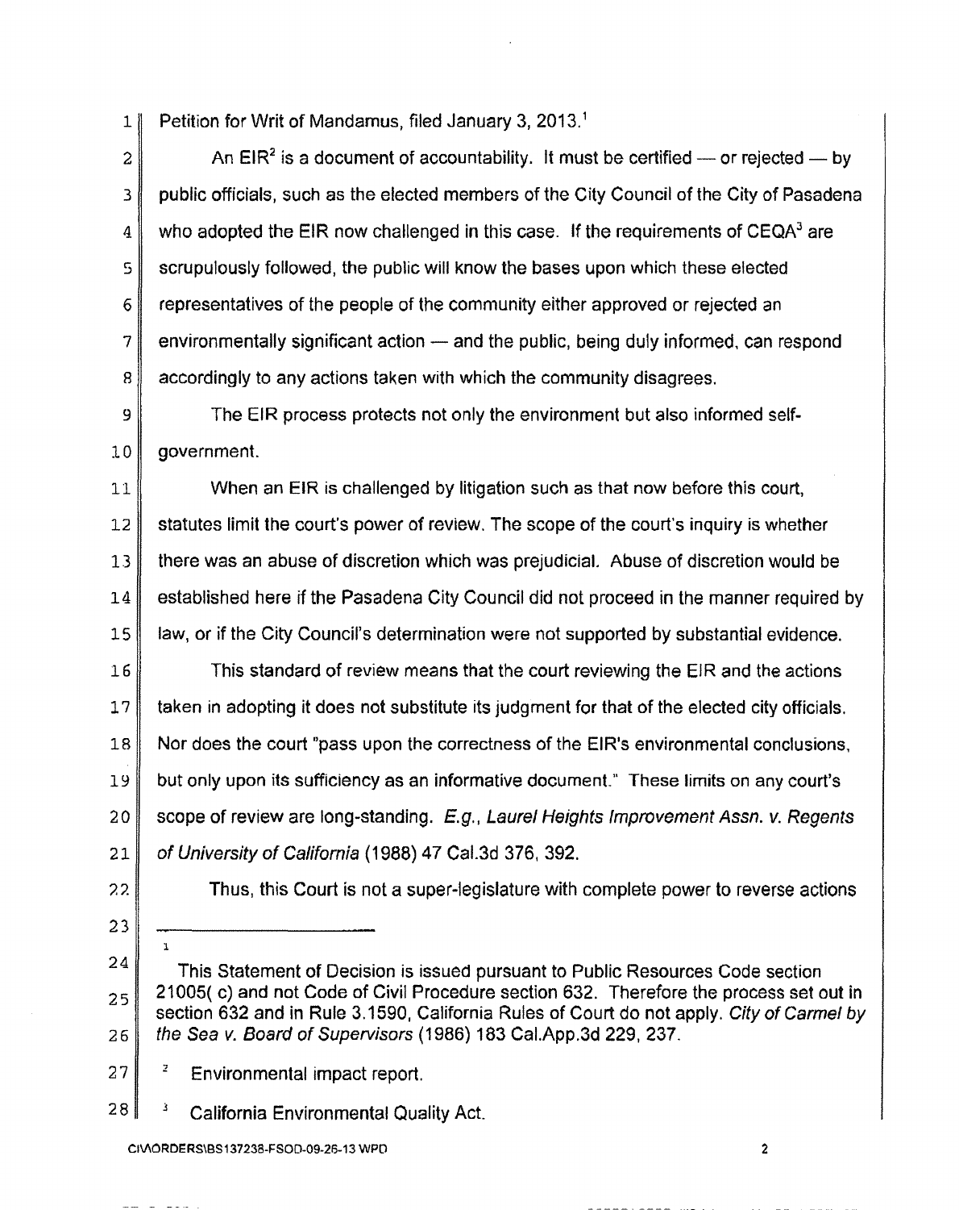Petition for Writ of Mandamus, filed January 3, 2013.[1]

An EIR[2] is a document of accountability. It must be certified — or rejected — by public officials, such as the elected members of the City Council of the City of Pasadena who adopted the EIR now challenged in this case. If the requirements of CEQA[3] are scrupulously followed, the public will know the bases upon which these elected representatives of the people of the community either approved or rejected an environmentally significant action — and the public, being duly informed, can respond accordingly to any actions taken with which the community disagrees.

The EIR process protects not only the environment but also informed self-government.

When an EIR is challenged by litigation such as that now before this court, statutes limit the court's power of review. The scope of the court's inquiry is whether there was an abuse of discretion which was prejudicial. Abuse of discretion would be established here if the Pasadena City Council did not proceed in the manner required by law, or if the City Council's determination were not supported by substantial evidence.

This standard of review means that the court reviewing the EIR and the actions taken in adopting it does not substitute its judgment for that of the elected city officials. Nor does the court "pass upon the correctness of the EIR's environmental conclusions, but only upon its sufficiency as an informative document." These limits on any court's scope of review are long-standing. *E.g., Laurel Heights Improvement Assn. v. Regents of University of California* (1988) 47 Cal.3d 376, 392.

Thus, this Court is not a super-legislature with complete power to reverse actions

---

[1] This Statement of Decision is issued pursuant to Public Resources Code section 21005( c) and not Code of Civil Procedure section 632. Therefore the process set out in section 632 and in Rule 3.1590, California Rules of Court do not apply. *City of Carmel by the Sea v. Board of Supervisors* (1986) 183 Cal.App.3d 229, 237.

[2] Environmental impact report.

[3] California Environmental Quality Act.

C:\ORDERS\BS137238-FSOD-09-26-13.WPD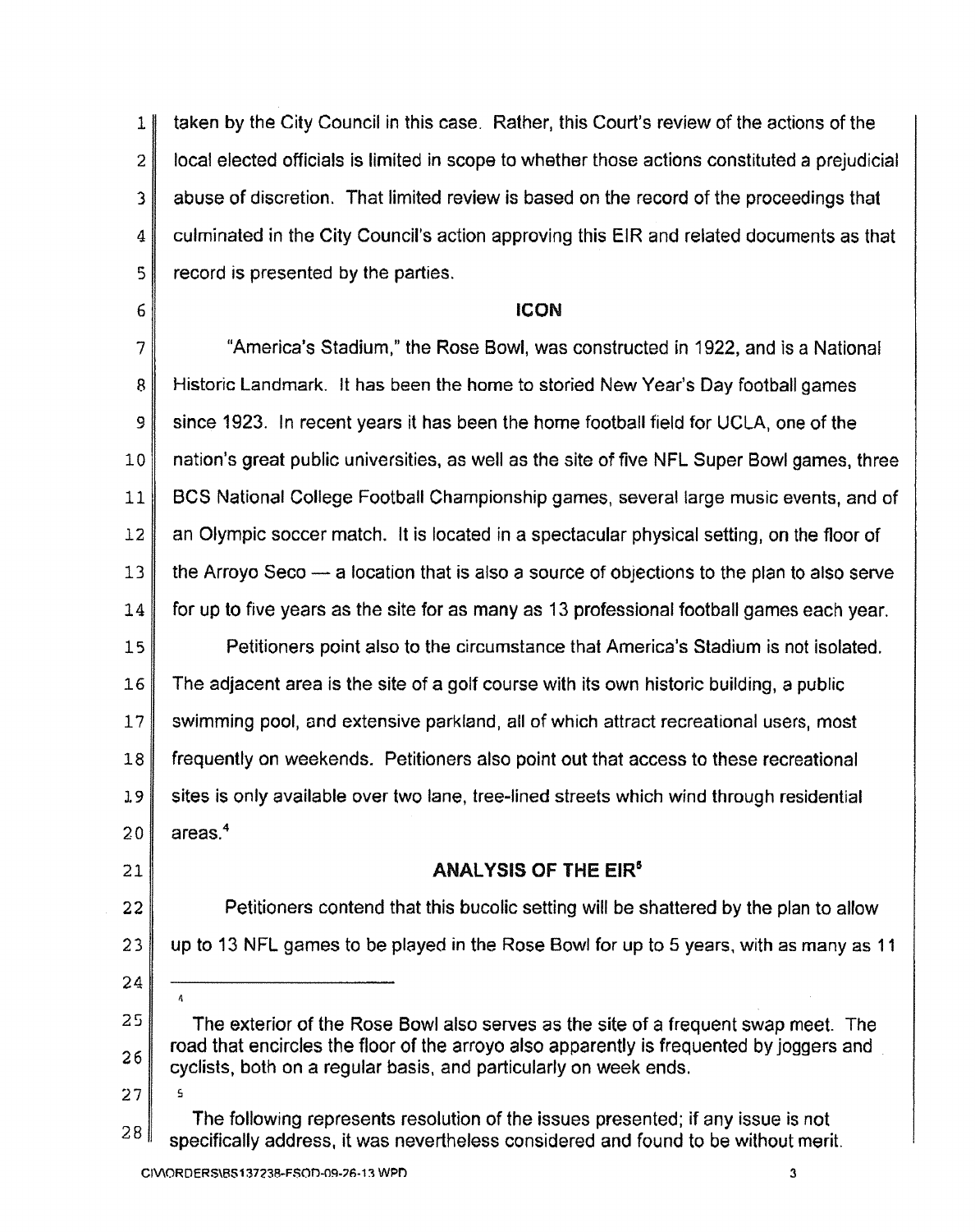taken by the City Council in this case. Rather, this Court's review of the actions of the local elected officials is limited in scope to whether those actions constituted a prejudicial abuse of discretion. That limited review is based on the record of the proceedings that culminated in the City Council's action approving this EIR and related documents as that record is presented by the parties.

**ICON**

"America's Stadium," the Rose Bowl, was constructed in 1922, and is a National Historic Landmark. It has been the home to storied New Year's Day football games since 1923. In recent years it has been the home football field for UCLA, one of the nation's great public universities, as well as the site of five NFL Super Bowl games, three BCS National College Football Championship games, several large music events, and of an Olympic soccer match. It is located in a spectacular physical setting, on the floor of the Arroyo Seco — a location that is also a source of objections to the plan to also serve for up to five years as the site for as many as 13 professional football games each year.

Petitioners point also to the circumstance that America's Stadium is not isolated. The adjacent area is the site of a golf course with its own historic building, a public swimming pool, and extensive parkland, all of which attract recreational users, most frequently on weekends. Petitioners also point out that access to these recreational sites is only available over two lane, tree-lined streets which wind through residential areas.[4]

**ANALYSIS OF THE EIR[5]**

Petitioners contend that this bucolic setting will be shattered by the plan to allow up to 13 NFL games to be played in the Rose Bowl for up to 5 years, with as many as 11

---

[4] The exterior of the Rose Bowl also serves as the site of a frequent swap meet. The road that encircles the floor of the arroyo also apparently is frequented by joggers and cyclists, both on a regular basis, and particularly on week ends.

[5] The following represents resolution of the issues presented; if any issue is not specifically address, it was nevertheless considered and found to be without merit.

C:\\ORDERS\BS137238-FSOD-09-26-13.WPD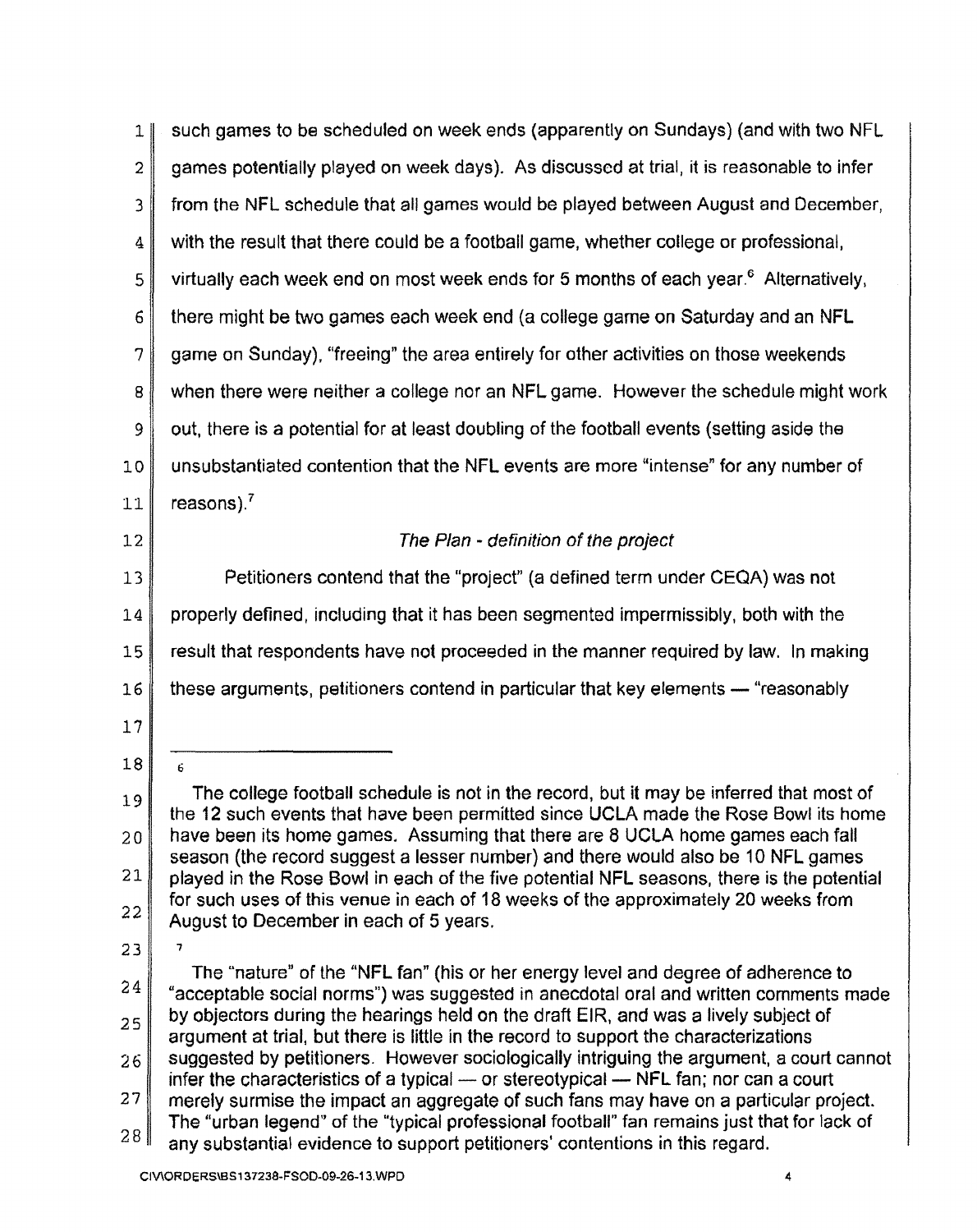such games to be scheduled on week ends (apparently on Sundays) (and with two NFL games potentially played on week days). As discussed at trial, it is reasonable to infer from the NFL schedule that all games would be played between August and December, with the result that there could be a football game, whether college or professional, virtually each week end on most week ends for 5 months of each year.[6] Alternatively, there might be two games each week end (a college game on Saturday and an NFL game on Sunday), "freeing" the area entirely for other activities on those weekends when there were neither a college nor an NFL game. However the schedule might work out, there is a potential for at least doubling of the football events (setting aside the unsubstantiated contention that the NFL events are more "intense" for any number of reasons).[7]

*The Plan - definition of the project*

Petitioners contend that the "project" (a defined term under CEQA) was not properly defined, including that it has been segmented impermissibly, both with the result that respondents have not proceeded in the manner required by law. In making these arguments, petitioners contend in particular that key elements — "reasonably

---

[6] The college football schedule is not in the record, but it may be inferred that most of the 12 such events that have been permitted since UCLA made the Rose Bowl its home have been its home games. Assuming that there are 8 UCLA home games each fall season (the record suggest a lesser number) and there would also be 10 NFL games played in the Rose Bowl in each of the five potential NFL seasons, there is the potential for such uses of this venue in each of 18 weeks of the approximately 20 weeks from August to December in each of 5 years.

[7] The "nature" of the "NFL fan" (his or her energy level and degree of adherence to "acceptable social norms") was suggested in anecdotal oral and written comments made by objectors during the hearings held on the draft EIR, and was a lively subject of argument at trial, but there is little in the record to support the characterizations suggested by petitioners. However sociologically intriguing the argument, a court cannot infer the characteristics of a typical — or stereotypical — NFL fan; nor can a court merely surmise the impact an aggregate of such fans may have on a particular project. The "urban legend" of the "typical professional football" fan remains just that for lack of any substantial evidence to support petitioners' contentions in this regard.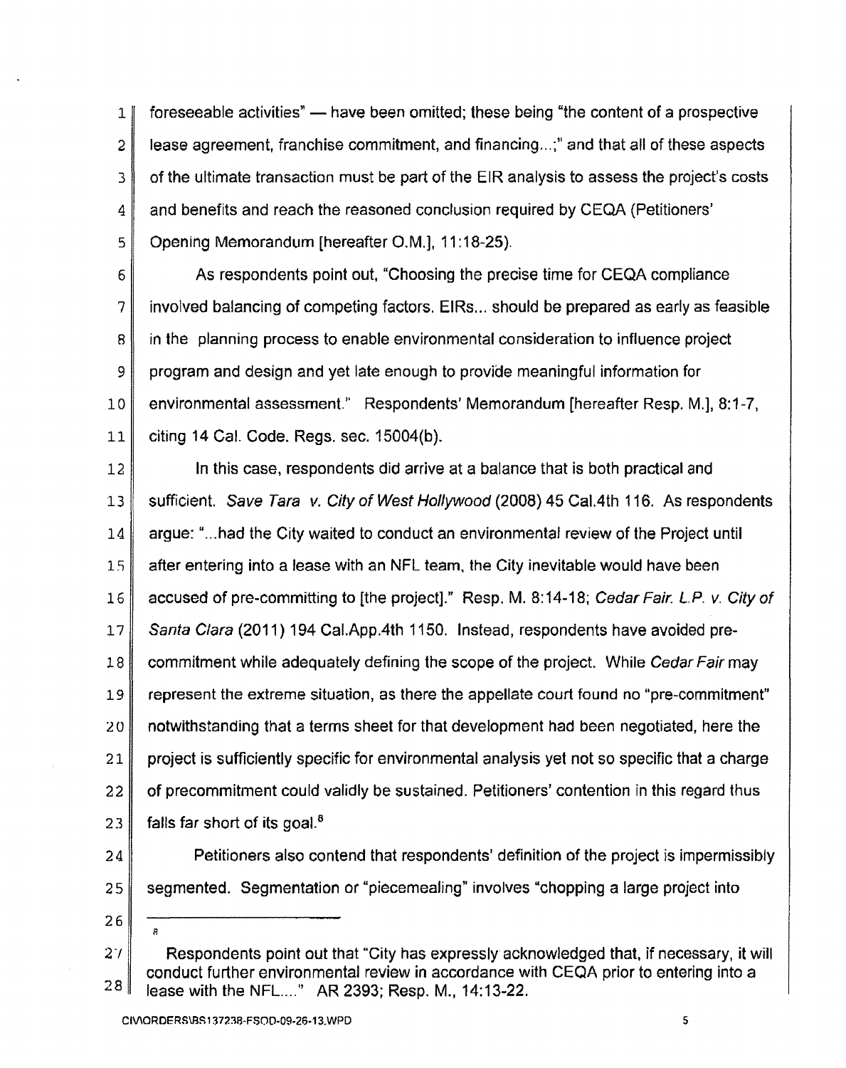foreseeable activities" — have been omitted; these being "the content of a prospective lease agreement, franchise commitment, and financing...;" and that all of these aspects of the ultimate transaction must be part of the EIR analysis to assess the project's costs and benefits and reach the reasoned conclusion required by CEQA (Petitioners' Opening Memorandum [hereafter O.M.], 11:18-25).

As respondents point out, "Choosing the precise time for CEQA compliance involved balancing of competing factors. EIRs... should be prepared as early as feasible in the planning process to enable environmental consideration to influence project program and design and yet late enough to provide meaningful information for environmental assessment." Respondents' Memorandum [hereafter Resp. M.], 8:1-7, citing 14 Cal. Code. Regs. sec. 15004(b).

In this case, respondents did arrive at a balance that is both practical and sufficient. *Save Tara v. City of West Hollywood* (2008) 45 Cal.4th 116. As respondents argue: "...had the City waited to conduct an environmental review of the Project until after entering into a lease with an NFL team, the City inevitable would have been accused of pre-committing to [the project]." Resp. M. 8:14-18; *Cedar Fair. L.P. v. City of Santa Clara* (2011) 194 Cal.App.4th 1150. Instead, respondents have avoided pre-commitment while adequately defining the scope of the project. While *Cedar Fair* may represent the extreme situation, as there the appellate court found no "pre-commitment" notwithstanding that a terms sheet for that development had been negotiated, here the project is sufficiently specific for environmental analysis yet not so specific that a charge of precommitment could validly be sustained. Petitioners' contention in this regard thus falls far short of its goal.[8]

Petitioners also contend that respondents' definition of the project is impermissibly segmented. Segmentation or "piecemealing" involves "chopping a large project into

---

[8] Respondents point out that "City has expressly acknowledged that, if necessary, it will conduct further environmental review in accordance with CEQA prior to entering into a lease with the NFL...." AR 2393; Resp. M., 14:13-22.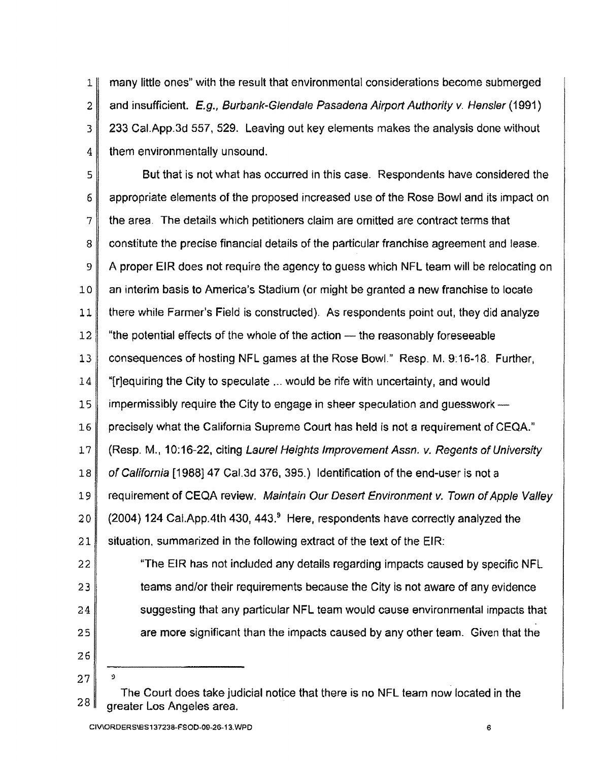many little ones" with the result that environmental considerations become submerged and insufficient. *E.g., Burbank-Glendale Pasadena Airport Authority v. Hensler* (1991) 233 Cal.App.3d 557, 529. Leaving out key elements makes the analysis done without them environmentally unsound.

But that is not what has occurred in this case. Respondents have considered the appropriate elements of the proposed increased use of the Rose Bowl and its impact on the area. The details which petitioners claim are omitted are contract terms that constitute the precise financial details of the particular franchise agreement and lease. A proper EIR does not require the agency to guess which NFL team will be relocating on an interim basis to America's Stadium (or might be granted a new franchise to locate there while Farmer's Field is constructed). As respondents point out, they did analyze "the potential effects of the whole of the action — the reasonably foreseeable consequences of hosting NFL games at the Rose Bowl." Resp. M. 9:16-18. Further, "[r]equiring the City to speculate ... would be rife with uncertainty, and would impermissibly require the City to engage in sheer speculation and guesswork — precisely what the California Supreme Court has held is not a requirement of CEQA." (Resp. M., 10:16-22, citing *Laurel Heights Improvement Assn. v. Regents of University of California* [1988] 47 Cal.3d 376, 395.) Identification of the end-user is not a requirement of CEQA review. *Maintain Our Desert Environment v. Town of Apple Valley* (2004) 124 Cal.App.4th 430, 443.[9] Here, respondents have correctly analyzed the situation, summarized in the following extract of the text of the EIR:

> "The EIR has not included any details regarding impacts caused by specific NFL teams and/or their requirements because the City is not aware of any evidence suggesting that any particular NFL team would cause environmental impacts that are more significant than the impacts caused by any other team. Given that the

---

[9] The Court does take judicial notice that there is no NFL team now located in the greater Los Angeles area.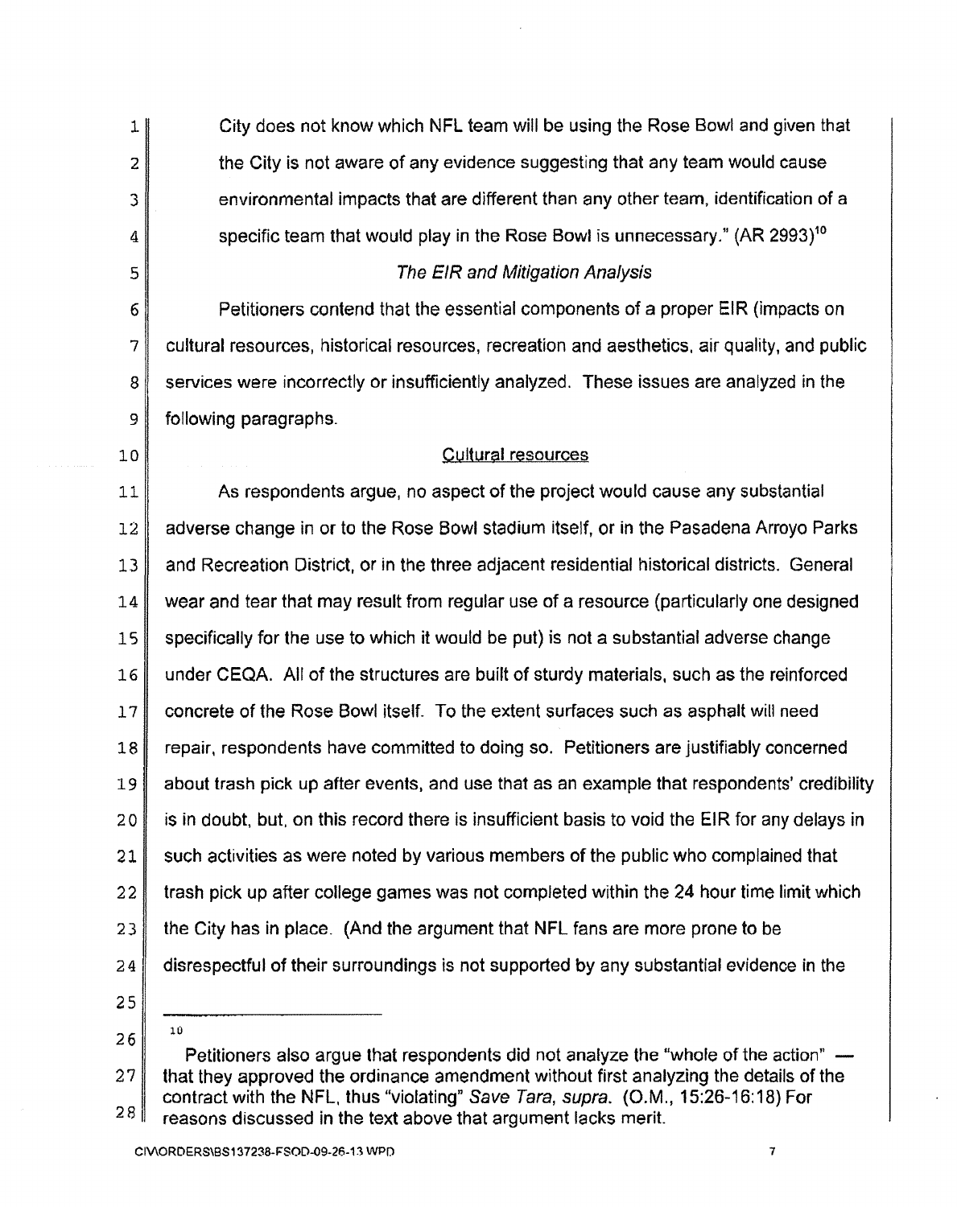City does not know which NFL team will be using the Rose Bowl and given that the City is not aware of any evidence suggesting that any team would cause environmental impacts that are different than any other team, identification of a specific team that would play in the Rose Bowl is unnecessary." (AR 2993)[10]

*The EIR and Mitigation Analysis*

Petitioners contend that the essential components of a proper EIR (impacts on cultural resources, historical resources, recreation and aesthetics, air quality, and public services were incorrectly or insufficiently analyzed. These issues are analyzed in the following paragraphs.

<u>Cultural resources</u>

As respondents argue, no aspect of the project would cause any substantial adverse change in or to the Rose Bowl stadium itself, or in the Pasadena Arroyo Parks and Recreation District, or in the three adjacent residential historical districts. General wear and tear that may result from regular use of a resource (particularly one designed specifically for the use to which it would be put) is not a substantial adverse change under CEQA. All of the structures are built of sturdy materials, such as the reinforced concrete of the Rose Bowl itself. To the extent surfaces such as asphalt will need repair, respondents have committed to doing so. Petitioners are justifiably concerned about trash pick up after events, and use that as an example that respondents' credibility is in doubt, but, on this record there is insufficient basis to void the EIR for any delays in such activities as were noted by various members of the public who complained that trash pick up after college games was not completed within the 24 hour time limit which the City has in place. (And the argument that NFL fans are more prone to be disrespectful of their surroundings is not supported by any substantial evidence in the

---

[10] Petitioners also argue that respondents did not analyze the "whole of the action" — that they approved the ordinance amendment without first analyzing the details of the contract with the NFL, thus "violating" *Save Tara, supra.* (O.M., 15:26-16:18) For reasons discussed in the text above that argument lacks merit.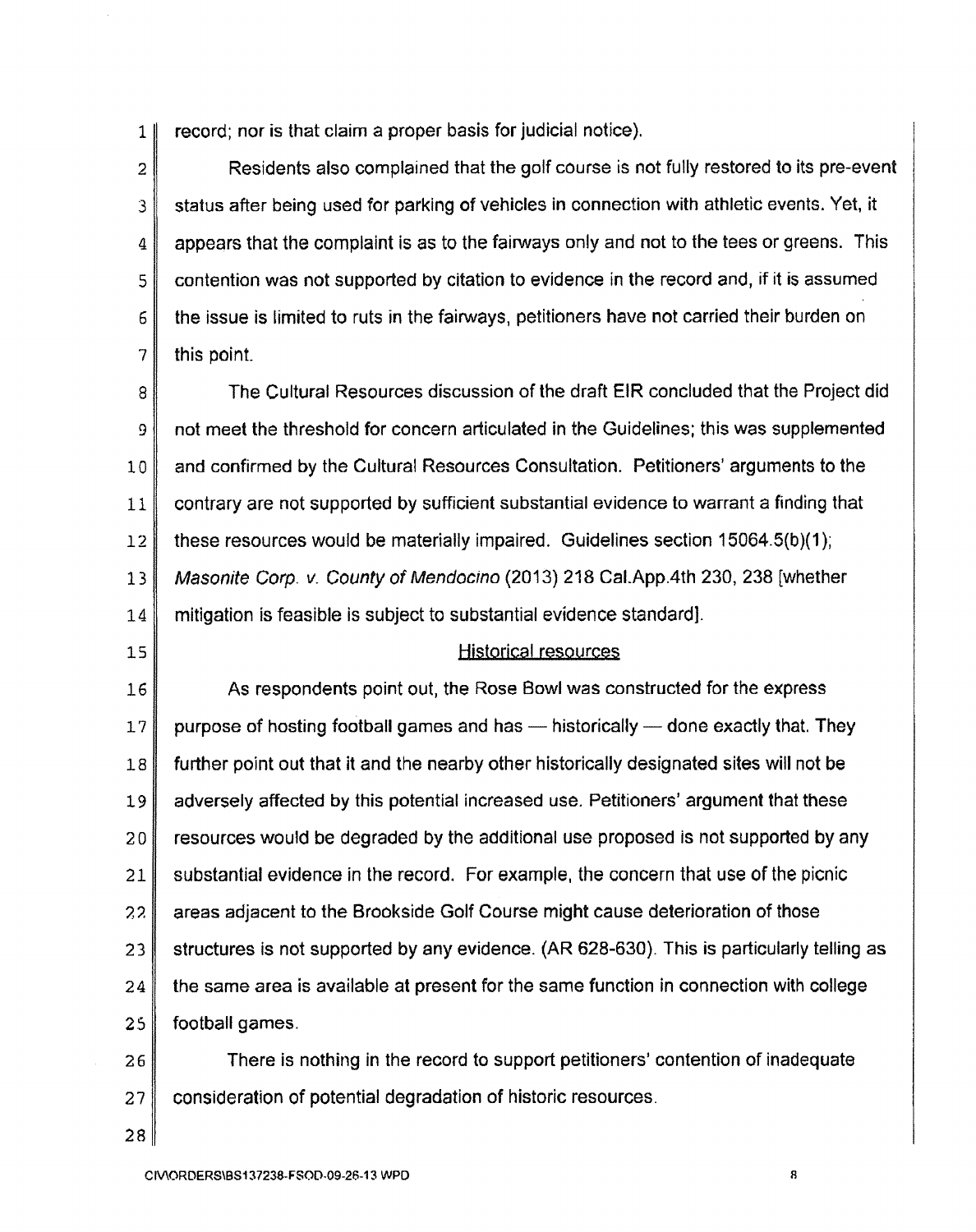record; nor is that claim a proper basis for judicial notice).

Residents also complained that the golf course is not fully restored to its pre-event status after being used for parking of vehicles in connection with athletic events. Yet, it appears that the complaint is as to the fairways only and not to the tees or greens. This contention was not supported by citation to evidence in the record and, if it is assumed the issue is limited to ruts in the fairways, petitioners have not carried their burden on this point.

The Cultural Resources discussion of the draft EIR concluded that the Project did not meet the threshold for concern articulated in the Guidelines; this was supplemented and confirmed by the Cultural Resources Consultation. Petitioners' arguments to the contrary are not supported by sufficient substantial evidence to warrant a finding that these resources would be materially impaired. Guidelines section 15064.5(b)(1); *Masonite Corp. v. County of Mendocino* (2013) 218 Cal.App.4th 230, 238 [whether mitigation is feasible is subject to substantial evidence standard].

## Historical resources

As respondents point out, the Rose Bowl was constructed for the express purpose of hosting football games and has — historically — done exactly that. They further point out that it and the nearby other historically designated sites will not be adversely affected by this potential increased use. Petitioners' argument that these resources would be degraded by the additional use proposed is not supported by any substantial evidence in the record. For example, the concern that use of the picnic areas adjacent to the Brookside Golf Course might cause deterioration of those structures is not supported by any evidence. (AR 628-630). This is particularly telling as the same area is available at present for the same function in connection with college football games.

There is nothing in the record to support petitioners' contention of inadequate consideration of potential degradation of historic resources.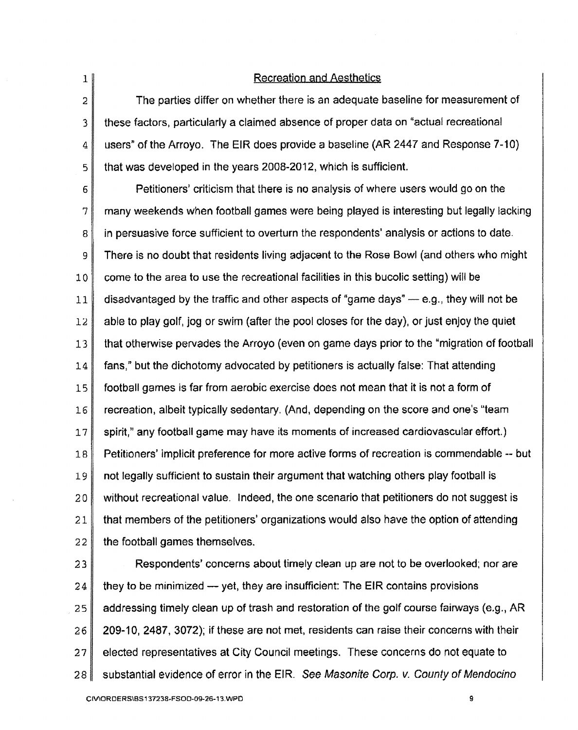## Recreation and Aesthetics

The parties differ on whether there is an adequate baseline for measurement of these factors, particularly a claimed absence of proper data on "actual recreational users" of the Arroyo. The EIR does provide a baseline (AR 2447 and Response 7-10) that was developed in the years 2008-2012, which is sufficient.

Petitioners' criticism that there is no analysis of where users would go on the many weekends when football games were being played is interesting but legally lacking in persuasive force sufficient to overturn the respondents' analysis or actions to date. There is no doubt that residents living adjacent to the Rose Bowl (and others who might come to the area to use the recreational facilities in this bucolic setting) will be disadvantaged by the traffic and other aspects of "game days" — e.g., they will not be able to play golf, jog or swim (after the pool closes for the day), or just enjoy the quiet that otherwise pervades the Arroyo (even on game days prior to the "migration of football fans," but the dichotomy advocated by petitioners is actually false: That attending football games is far from aerobic exercise does not mean that it is not a form of recreation, albeit typically sedentary. (And, depending on the score and one's "team spirit," any football game may have its moments of increased cardiovascular effort.) Petitioners' implicit preference for more active forms of recreation is commendable -- but not legally sufficient to sustain their argument that watching others play football is without recreational value. Indeed, the one scenario that petitioners do not suggest is that members of the petitioners' organizations would also have the option of attending the football games themselves.

Respondents' concerns about timely clean up are not to be overlooked; nor are they to be minimized — yet, they are insufficient: The EIR contains provisions addressing timely clean up of trash and restoration of the golf course fairways (e.g., AR 209-10, 2487, 3072); if these are not met, residents can raise their concerns with their elected representatives at City Council meetings. These concerns do not equate to substantial evidence of error in the EIR. *See Masonite Corp. v. County of Mendocino*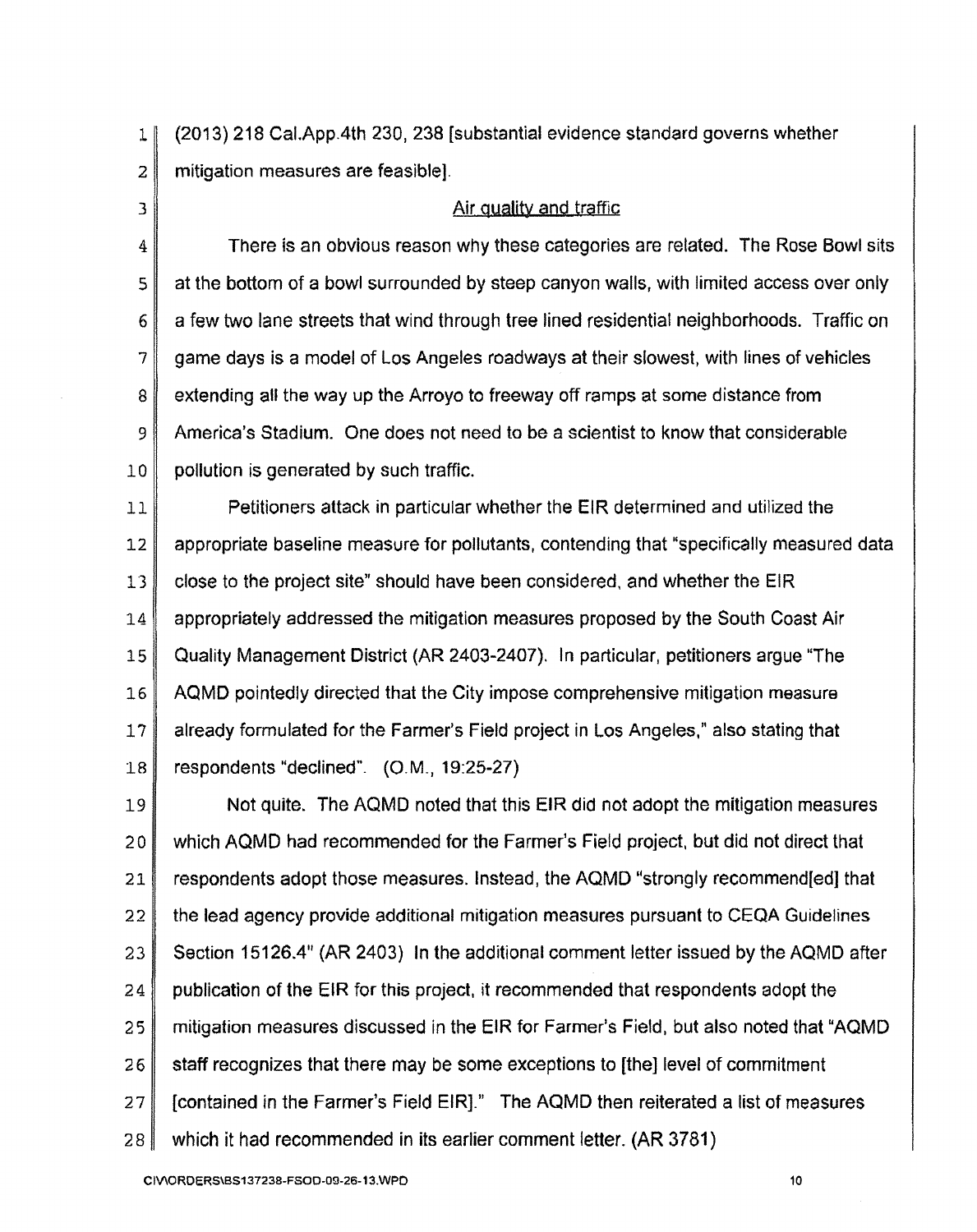(2013) 218 Cal.App.4th 230, 238 [substantial evidence standard governs whether mitigation measures are feasible].

Air quality and traffic

There is an obvious reason why these categories are related. The Rose Bowl sits at the bottom of a bowl surrounded by steep canyon walls, with limited access over only a few two lane streets that wind through tree lined residential neighborhoods. Traffic on game days is a model of Los Angeles roadways at their slowest, with lines of vehicles extending all the way up the Arroyo to freeway off ramps at some distance from America's Stadium. One does not need to be a scientist to know that considerable pollution is generated by such traffic.

Petitioners attack in particular whether the EIR determined and utilized the appropriate baseline measure for pollutants, contending that "specifically measured data close to the project site" should have been considered, and whether the EIR appropriately addressed the mitigation measures proposed by the South Coast Air Quality Management District (AR 2403-2407). In particular, petitioners argue "The AQMD pointedly directed that the City impose comprehensive mitigation measure already formulated for the Farmer's Field project in Los Angeles," also stating that respondents "declined". (O.M., 19:25-27)

Not quite. The AQMD noted that this EIR did not adopt the mitigation measures which AQMD had recommended for the Farmer's Field project, but did not direct that respondents adopt those measures. Instead, the AQMD "strongly recommend[ed] that the lead agency provide additional mitigation measures pursuant to CEQA Guidelines Section 15126.4" (AR 2403) In the additional comment letter issued by the AQMD after publication of the EIR for this project, it recommended that respondents adopt the mitigation measures discussed in the EIR for Farmer's Field, but also noted that "AQMD staff recognizes that there may be some exceptions to [the] level of commitment [contained in the Farmer's Field EIR]." The AQMD then reiterated a list of measures which it had recommended in its earlier comment letter. (AR 3781)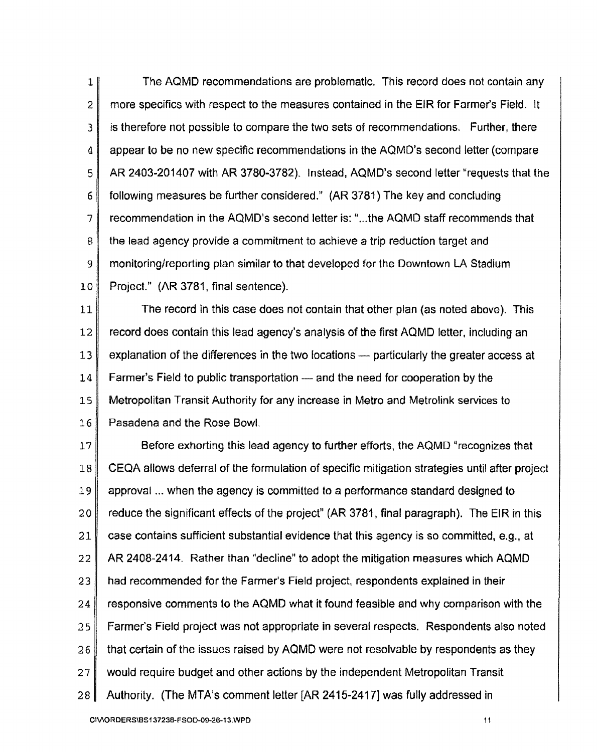The AQMD recommendations are problematic. This record does not contain any more specifics with respect to the measures contained in the EIR for Farmer's Field. It is therefore not possible to compare the two sets of recommendations. Further, there appear to be no new specific recommendations in the AQMD's second letter (compare AR 2403-201407 with AR 3780-3782). Instead, AQMD's second letter "requests that the following measures be further considered." (AR 3781) The key and concluding recommendation in the AQMD's second letter is: "...the AQMD staff recommends that the lead agency provide a commitment to achieve a trip reduction target and monitoring/reporting plan similar to that developed for the Downtown LA Stadium Project." (AR 3781, final sentence).

The record in this case does not contain that other plan (as noted above). This record does contain this lead agency's analysis of the first AQMD letter, including an explanation of the differences in the two locations — particularly the greater access at Farmer's Field to public transportation — and the need for cooperation by the Metropolitan Transit Authority for any increase in Metro and Metrolink services to Pasadena and the Rose Bowl.

Before exhorting this lead agency to further efforts, the AQMD "recognizes that CEQA allows deferral of the formulation of specific mitigation strategies until after project approval ... when the agency is committed to a performance standard designed to reduce the significant effects of the project" (AR 3781, final paragraph). The EIR in this case contains sufficient substantial evidence that this agency is so committed, e.g., at AR 2408-2414. Rather than "decline" to adopt the mitigation measures which AQMD had recommended for the Farmer's Field project, respondents explained in their responsive comments to the AQMD what it found feasible and why comparison with the Farmer's Field project was not appropriate in several respects. Respondents also noted that certain of the issues raised by AQMD were not resolvable by respondents as they would require budget and other actions by the independent Metropolitan Transit Authority. (The MTA's comment letter [AR 2415-2417] was fully addressed in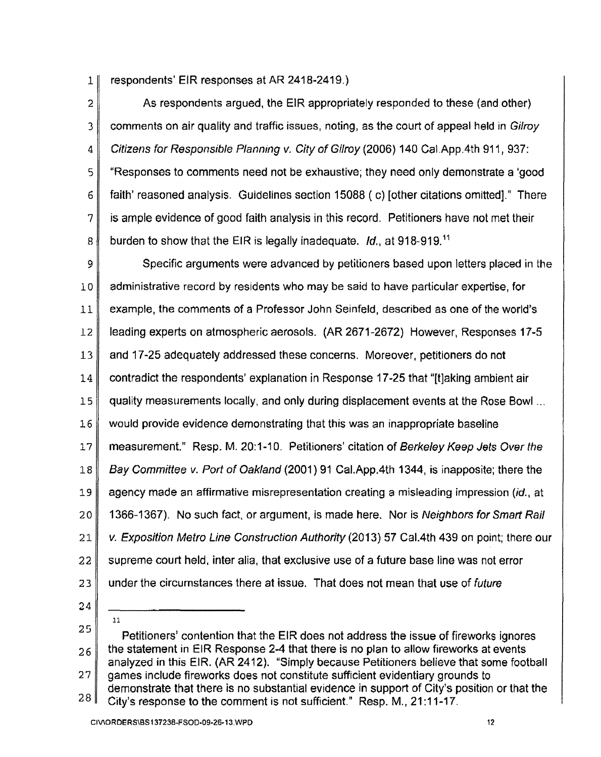respondents' EIR responses at AR 2418-2419.)

As respondents argued, the EIR appropriately responded to these (and other) comments on air quality and traffic issues, noting, as the court of appeal held in *Gilroy Citizens for Responsible Planning v. City of Gilroy* (2006) 140 Cal.App.4th 911, 937: "Responses to comments need not be exhaustive; they need only demonstrate a 'good faith' reasoned analysis. Guidelines section 15088 ( c) [other citations omitted]." There is ample evidence of good faith analysis in this record. Petitioners have not met their burden to show that the EIR is legally inadequate. *Id.*, at 918-919.[11]

Specific arguments were advanced by petitioners based upon letters placed in the administrative record by residents who may be said to have particular expertise, for example, the comments of a Professor John Seinfeld, described as one of the world's leading experts on atmospheric aerosols. (AR 2671-2672) However, Responses 17-5 and 17-25 adequately addressed these concerns. Moreover, petitioners do not contradict the respondents' explanation in Response 17-25 that "[t]aking ambient air quality measurements locally, and only during displacement events at the Rose Bowl ... would provide evidence demonstrating that this was an inappropriate baseline measurement." Resp. M. 20:1-10. Petitioners' citation of *Berkeley Keep Jets Over the Bay Committee v. Port of Oakland* (2001) 91 Cal.App.4th 1344, is inapposite; there the agency made an affirmative misrepresentation creating a misleading impression (*id.*, at 1366-1367). No such fact, or argument, is made here. Nor is *Neighbors for Smart Rail v. Exposition Metro Line Construction Authority* (2013) 57 Cal.4th 439 on point; there our supreme court held, inter alia, that exclusive use of a future base line was not error under the circumstances there at issue. That does not mean that use of *future*

---

[11] Petitioners' contention that the EIR does not address the issue of fireworks ignores the statement in EIR Response 2-4 that there is no plan to allow fireworks at events analyzed in this EIR. (AR 2412). "Simply because Petitioners believe that some football games include fireworks does not constitute sufficient evidentiary grounds to demonstrate that there is no substantial evidence in support of City's position or that the City's response to the comment is not sufficient." Resp. M., 21:11-17.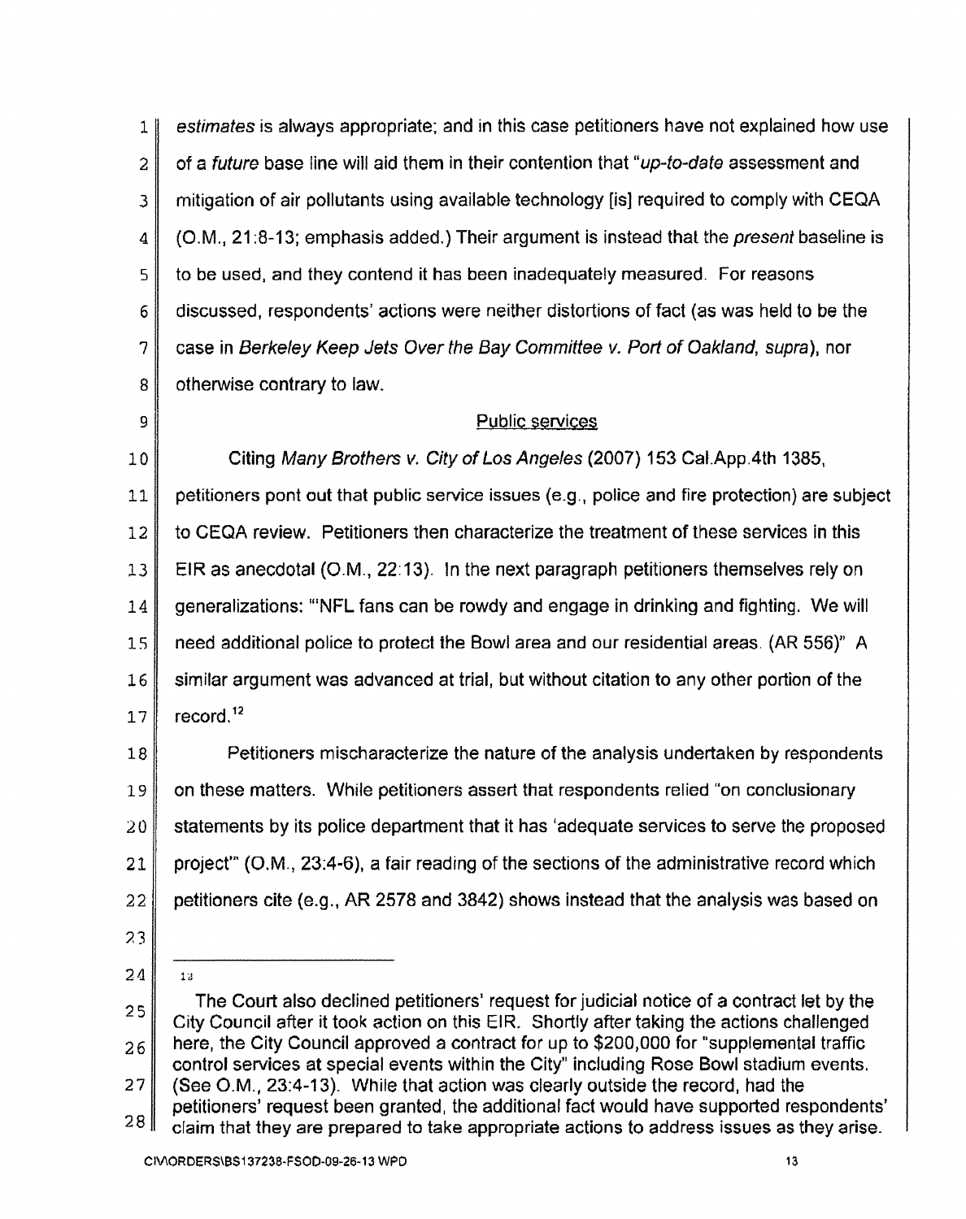*estimates* is always appropriate; and in this case petitioners have not explained how use of a *future* base line will aid them in their contention that "*up-to-date* assessment and mitigation of air pollutants using available technology [is] required to comply with CEQA (O.M., 21:8-13; emphasis added.) Their argument is instead that the *present* baseline is to be used, and they contend it has been inadequately measured. For reasons discussed, respondents' actions were neither distortions of fact (as was held to be the case in *Berkeley Keep Jets Over the Bay Committee v. Port of Oakland, supra*), nor otherwise contrary to law.

Public services

Citing *Many Brothers v. City of Los Angeles* (2007) 153 Cal.App.4th 1385, petitioners pont out that public service issues (e.g., police and fire protection) are subject to CEQA review. Petitioners then characterize the treatment of these services in this EIR as anecdotal (O.M., 22:13). In the next paragraph petitioners themselves rely on generalizations: "'NFL fans can be rowdy and engage in drinking and fighting. We will need additional police to protect the Bowl area and our residential areas. (AR 556)" A similar argument was advanced at trial, but without citation to any other portion of the record.[12]

Petitioners mischaracterize the nature of the analysis undertaken by respondents on these matters. While petitioners assert that respondents relied "on conclusionary statements by its police department that it has 'adequate services to serve the proposed project'" (O.M., 23:4-6), a fair reading of the sections of the administrative record which petitioners cite (e.g., AR 2578 and 3842) shows instead that the analysis was based on

---

[12] The Court also declined petitioners' request for judicial notice of a contract let by the City Council after it took action on this EIR. Shortly after taking the actions challenged here, the City Council approved a contract for up to $200,000 for "supplemental traffic control services at special events within the City" including Rose Bowl stadium events. (See O.M., 23:4-13). While that action was clearly outside the record, had the petitioners' request been granted, the additional fact would have supported respondents' claim that they are prepared to take appropriate actions to address issues as they arise.

C:\ORDERS\BS137238-FSOD-09-26-13.WPD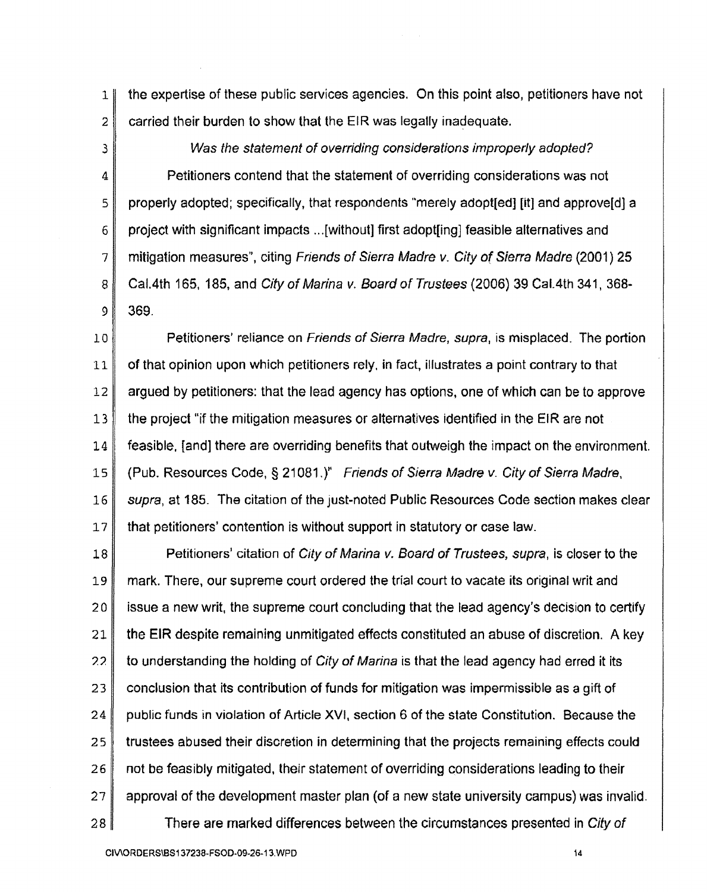the expertise of these public services agencies. On this point also, petitioners have not carried their burden to show that the EIR was legally inadequate.

*Was the statement of overriding considerations improperly adopted?*

Petitioners contend that the statement of overriding considerations was not properly adopted; specifically, that respondents "merely adopt[ed] [it] and approve[d] a project with significant impacts ...[without] first adopt[ing] feasible alternatives and mitigation measures", citing *Friends of Sierra Madre v. City of Sierra Madre* (2001) 25 Cal.4th 165, 185, and *City of Marina v. Board of Trustees* (2006) 39 Cal.4th 341, 368-369.

Petitioners' reliance on *Friends of Sierra Madre, supra*, is misplaced. The portion of that opinion upon which petitioners rely, in fact, illustrates a point contrary to that argued by petitioners: that the lead agency has options, one of which can be to approve the project "if the mitigation measures or alternatives identified in the EIR are not feasible, [and] there are overriding benefits that outweigh the impact on the environment. (Pub. Resources Code, § 21081.)" *Friends of Sierra Madre v. City of Sierra Madre, supra*, at 185. The citation of the just-noted Public Resources Code section makes clear that petitioners' contention is without support in statutory or case law.

Petitioners' citation of *City of Marina v. Board of Trustees, supra*, is closer to the mark. There, our supreme court ordered the trial court to vacate its original writ and issue a new writ, the supreme court concluding that the lead agency's decision to certify the EIR despite remaining unmitigated effects constituted an abuse of discretion. A key to understanding the holding of *City of Marina* is that the lead agency had erred it its conclusion that its contribution of funds for mitigation was impermissible as a gift of public funds in violation of Article XVI, section 6 of the state Constitution. Because the trustees abused their discretion in determining that the projects remaining effects could not be feasibly mitigated, their statement of overriding considerations leading to their approval of the development master plan (of a new state university campus) was invalid.

There are marked differences between the circumstances presented in *City of*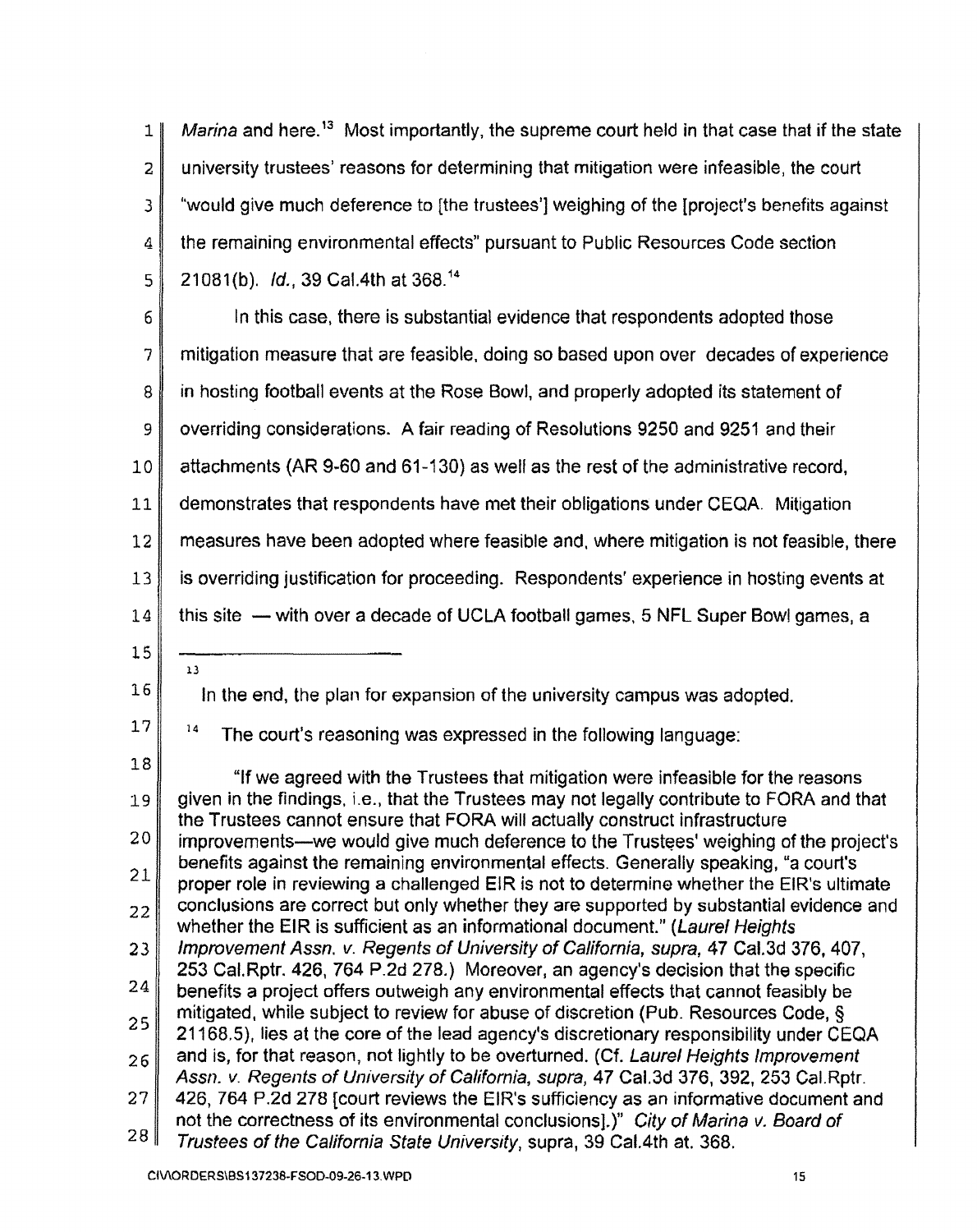*Marina* and here.[13] Most importantly, the supreme court held in that case that if the state university trustees' reasons for determining that mitigation were infeasible, the court "would give much deference to [the trustees'] weighing of the [project's benefits against the remaining environmental effects" pursuant to Public Resources Code section 21081(b). *Id.*, 39 Cal.4th at 368.[14]

In this case, there is substantial evidence that respondents adopted those mitigation measure that are feasible, doing so based upon over decades of experience in hosting football events at the Rose Bowl, and properly adopted its statement of overriding considerations. A fair reading of Resolutions 9250 and 9251 and their attachments (AR 9-60 and 61-130) as well as the rest of the administrative record, demonstrates that respondents have met their obligations under CEQA. Mitigation measures have been adopted where feasible and, where mitigation is not feasible, there is overriding justification for proceeding. Respondents' experience in hosting events at this site — with over a decade of UCLA football games, 5 NFL Super Bowl games, a

---

[13] In the end, the plan for expansion of the university campus was adopted.

[14] The court's reasoning was expressed in the following language:

"If we agreed with the Trustees that mitigation were infeasible for the reasons given in the findings, i.e., that the Trustees may not legally contribute to FORA and that the Trustees cannot ensure that FORA will actually construct infrastructure improvements—we would give much deference to the Trustees' weighing of the project's benefits against the remaining environmental effects. Generally speaking, "a court's proper role in reviewing a challenged EIR is not to determine whether the EIR's ultimate conclusions are correct but only whether they are supported by substantial evidence and whether the EIR is sufficient as an informational document." (*Laurel Heights Improvement Assn. v. Regents of University of California, supra*, 47 Cal.3d 376, 407, 253 Cal.Rptr. 426, 764 P.2d 278.) Moreover, an agency's decision that the specific benefits a project offers outweigh any environmental effects that cannot feasibly be mitigated, while subject to review for abuse of discretion (Pub. Resources Code, § 21168.5), lies at the core of the lead agency's discretionary responsibility under CEQA and is, for that reason, not lightly to be overturned. (Cf. *Laurel Heights Improvement Assn. v. Regents of University of California, supra,* 47 Cal.3d 376, 392, 253 Cal.Rptr. 426, 764 P.2d 278 [court reviews the EIR's sufficiency as an informative document and not the correctness of its environmental conclusions].)" *City of Marina v. Board of Trustees of the California State University*, supra, 39 Cal.4th at. 368.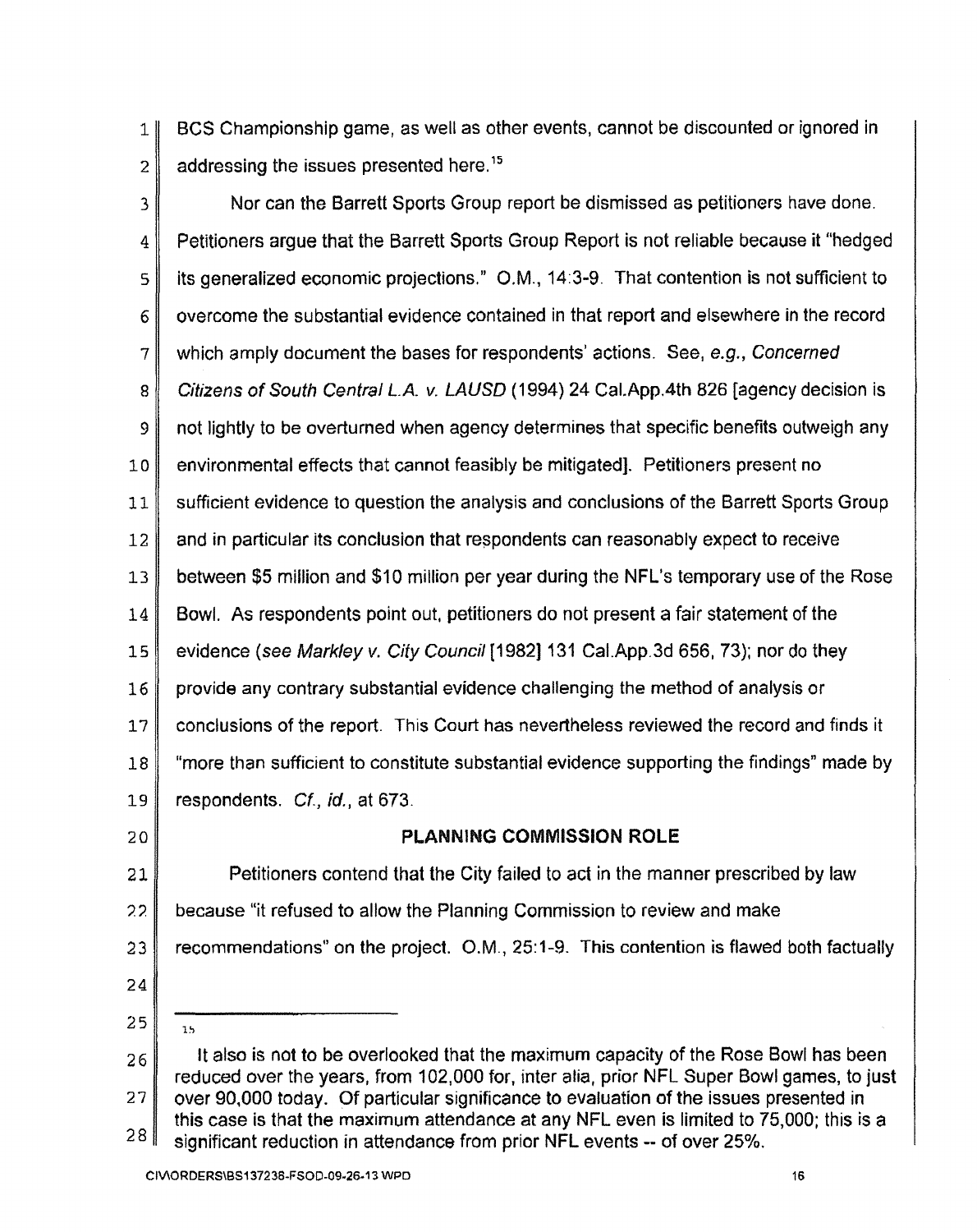BCS Championship game, as well as other events, cannot be discounted or ignored in addressing the issues presented here.[15]

Nor can the Barrett Sports Group report be dismissed as petitioners have done. Petitioners argue that the Barrett Sports Group Report is not reliable because it "hedged its generalized economic projections." O.M., 14:3-9. That contention is not sufficient to overcome the substantial evidence contained in that report and elsewhere in the record which amply document the bases for respondents' actions. See, *e.g., Concerned Citizens of South Central L.A. v. LAUSD* (1994) 24 Cal.App.4th 826 [agency decision is not lightly to be overturned when agency determines that specific benefits outweigh any environmental effects that cannot feasibly be mitigated]. Petitioners present no sufficient evidence to question the analysis and conclusions of the Barrett Sports Group and in particular its conclusion that respondents can reasonably expect to receive between $5 million and $10 million per year during the NFL's temporary use of the Rose Bowl. As respondents point out, petitioners do not present a fair statement of the evidence (*see Markley v. City Council* [1982] 131 Cal.App.3d 656, 73); nor do they provide any contrary substantial evidence challenging the method of analysis or conclusions of the report. This Court has nevertheless reviewed the record and finds it "more than sufficient to constitute substantial evidence supporting the findings" made by respondents. *Cf., id.*, at 673.

## PLANNING COMMISSION ROLE

Petitioners contend that the City failed to act in the manner prescribed by law because "it refused to allow the Planning Commission to review and make recommendations" on the project. O.M., 25:1-9. This contention is flawed both factually

---

[15] It also is not to be overlooked that the maximum capacity of the Rose Bowl has been reduced over the years, from 102,000 for, inter alia, prior NFL Super Bowl games, to just over 90,000 today. Of particular significance to evaluation of the issues presented in this case is that the maximum attendance at any NFL even is limited to 75,000; this is a significant reduction in attendance from prior NFL events -- of over 25%.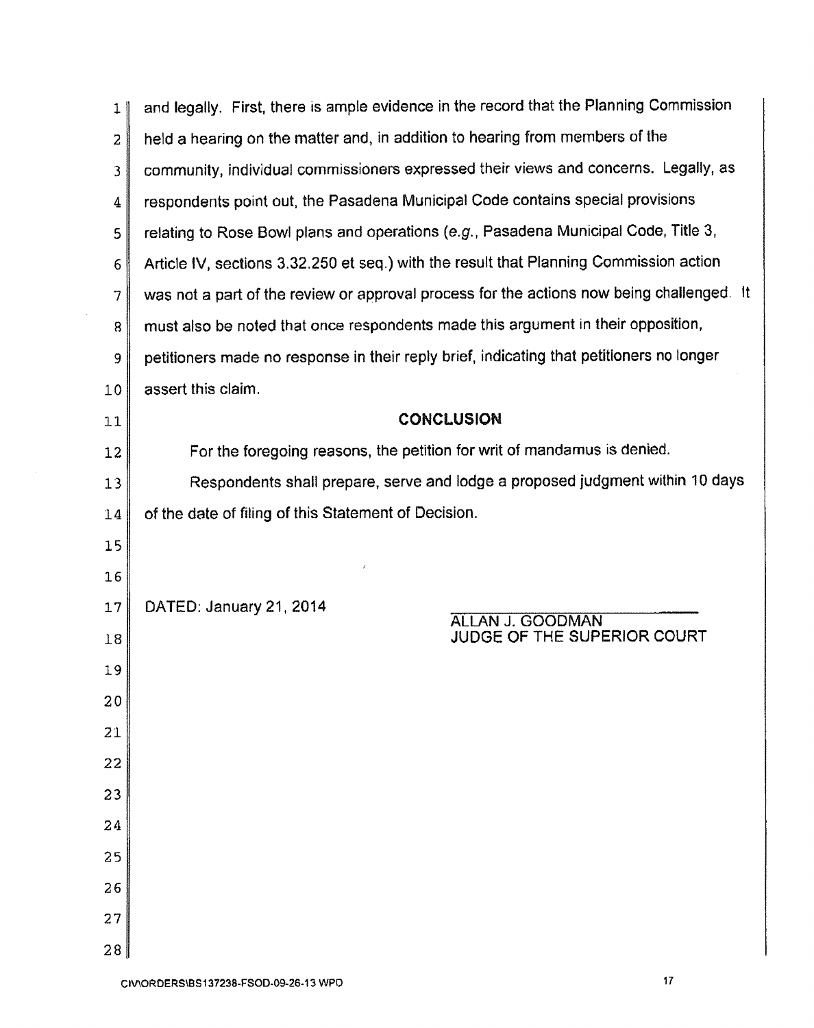and legally. First, there is ample evidence in the record that the Planning Commission held a hearing on the matter and, in addition to hearing from members of the community, individual commissioners expressed their views and concerns. Legally, as respondents point out, the Pasadena Municipal Code contains special provisions relating to Rose Bowl plans and operations (*e.g.*, Pasadena Municipal Code, Title 3, Article IV, sections 3.32.250 et seq.) with the result that Planning Commission action was not a part of the review or approval process for the actions now being challenged. It must also be noted that once respondents made this argument in their opposition, petitioners made no response in their reply brief, indicating that petitioners no longer assert this claim.

## CONCLUSION

For the foregoing reasons, the petition for writ of mandamus is denied.

Respondents shall prepare, serve and lodge a proposed judgment within 10 days of the date of filing of this Statement of Decision.

DATED: January 21, 2014

ALLAN J. GOODMAN
JUDGE OF THE SUPERIOR COURT

CIV\ORDERS\BS137238-FSOD-09-26-13.WPD